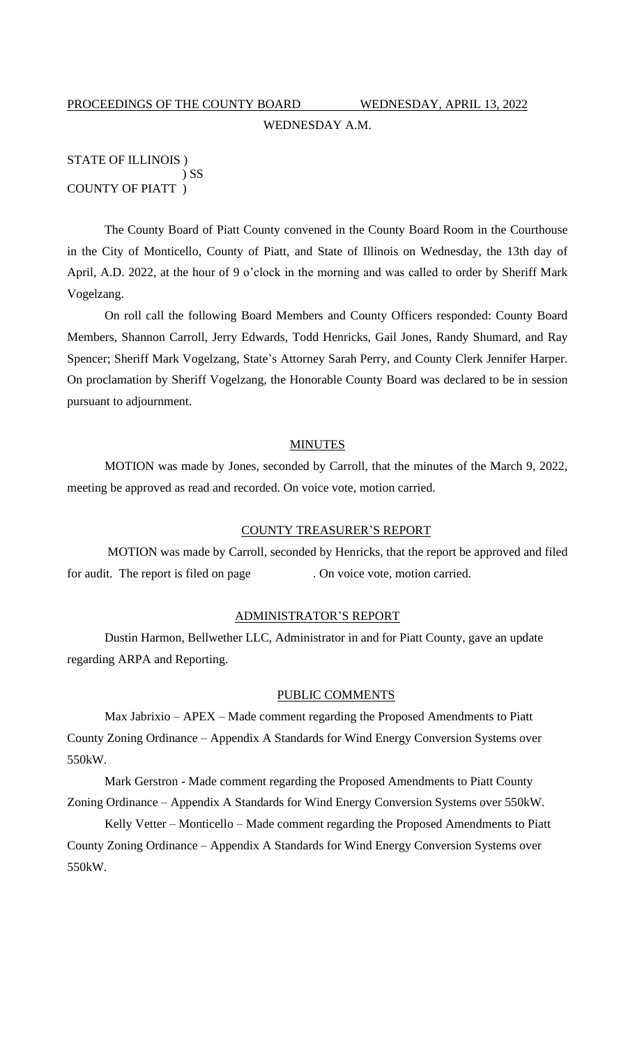PROCEEDINGS OF THE COUNTY BOARD WEDNESDAY, APRIL 13, 2022

WEDNESDAY A.M.

STATE OF ILLINOIS )
) SS
COUNTY OF PIATT )

The County Board of Piatt County convened in the County Board Room in the Courthouse in the City of Monticello, County of Piatt, and State of Illinois on Wednesday, the 13th day of April, A.D. 2022, at the hour of 9 o'clock in the morning and was called to order by Sheriff Mark Vogelzang.

On roll call the following Board Members and County Officers responded: County Board Members, Shannon Carroll, Jerry Edwards, Todd Henricks, Gail Jones, Randy Shumard, and Ray Spencer; Sheriff Mark Vogelzang, State's Attorney Sarah Perry, and County Clerk Jennifer Harper. On proclamation by Sheriff Vogelzang, the Honorable County Board was declared to be in session pursuant to adjournment.

## MINUTES

MOTION was made by Jones, seconded by Carroll, that the minutes of the March 9, 2022, meeting be approved as read and recorded. On voice vote, motion carried.

## COUNTY TREASURER'S REPORT

MOTION was made by Carroll, seconded by Henricks, that the report be approved and filed for audit. The report is filed on page . On voice vote, motion carried.

## ADMINISTRATOR'S REPORT

Dustin Harmon, Bellwether LLC, Administrator in and for Piatt County, gave an update regarding ARPA and Reporting.

## PUBLIC COMMENTS

Max Jabrixio – APEX – Made comment regarding the Proposed Amendments to Piatt County Zoning Ordinance – Appendix A Standards for Wind Energy Conversion Systems over 550kW.

Mark Gerstron - Made comment regarding the Proposed Amendments to Piatt County Zoning Ordinance – Appendix A Standards for Wind Energy Conversion Systems over 550kW.

Kelly Vetter – Monticello – Made comment regarding the Proposed Amendments to Piatt County Zoning Ordinance – Appendix A Standards for Wind Energy Conversion Systems over 550kW.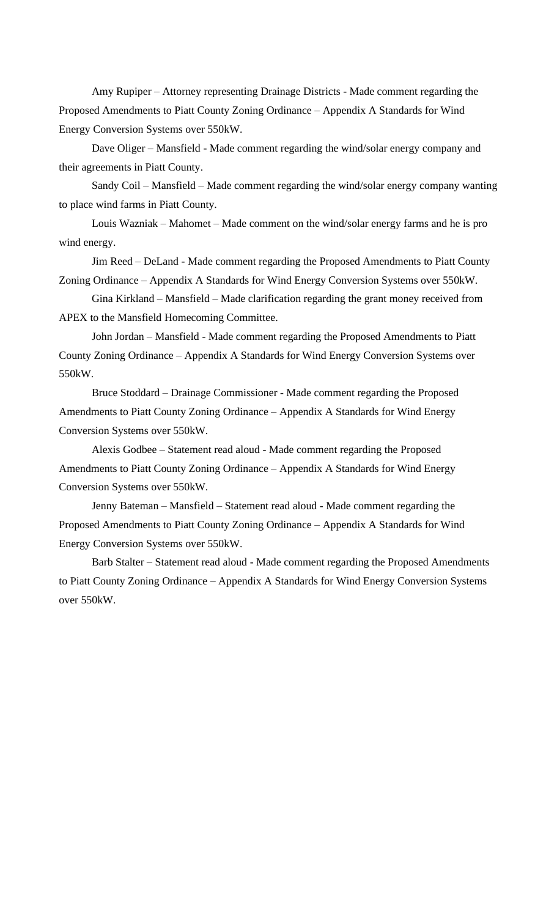Amy Rupiper – Attorney representing Drainage Districts - Made comment regarding the Proposed Amendments to Piatt County Zoning Ordinance – Appendix A Standards for Wind Energy Conversion Systems over 550kW.

Dave Oliger – Mansfield - Made comment regarding the wind/solar energy company and their agreements in Piatt County.

Sandy Coil – Mansfield – Made comment regarding the wind/solar energy company wanting to place wind farms in Piatt County.

Louis Wazniak – Mahomet – Made comment on the wind/solar energy farms and he is pro wind energy.

Jim Reed – DeLand - Made comment regarding the Proposed Amendments to Piatt County Zoning Ordinance – Appendix A Standards for Wind Energy Conversion Systems over 550kW.

Gina Kirkland – Mansfield – Made clarification regarding the grant money received from APEX to the Mansfield Homecoming Committee.

John Jordan – Mansfield - Made comment regarding the Proposed Amendments to Piatt County Zoning Ordinance – Appendix A Standards for Wind Energy Conversion Systems over 550kW.

Bruce Stoddard – Drainage Commissioner - Made comment regarding the Proposed Amendments to Piatt County Zoning Ordinance – Appendix A Standards for Wind Energy Conversion Systems over 550kW.

Alexis Godbee – Statement read aloud - Made comment regarding the Proposed Amendments to Piatt County Zoning Ordinance – Appendix A Standards for Wind Energy Conversion Systems over 550kW.

Jenny Bateman – Mansfield – Statement read aloud - Made comment regarding the Proposed Amendments to Piatt County Zoning Ordinance – Appendix A Standards for Wind Energy Conversion Systems over 550kW.

Barb Stalter – Statement read aloud - Made comment regarding the Proposed Amendments to Piatt County Zoning Ordinance – Appendix A Standards for Wind Energy Conversion Systems over 550kW.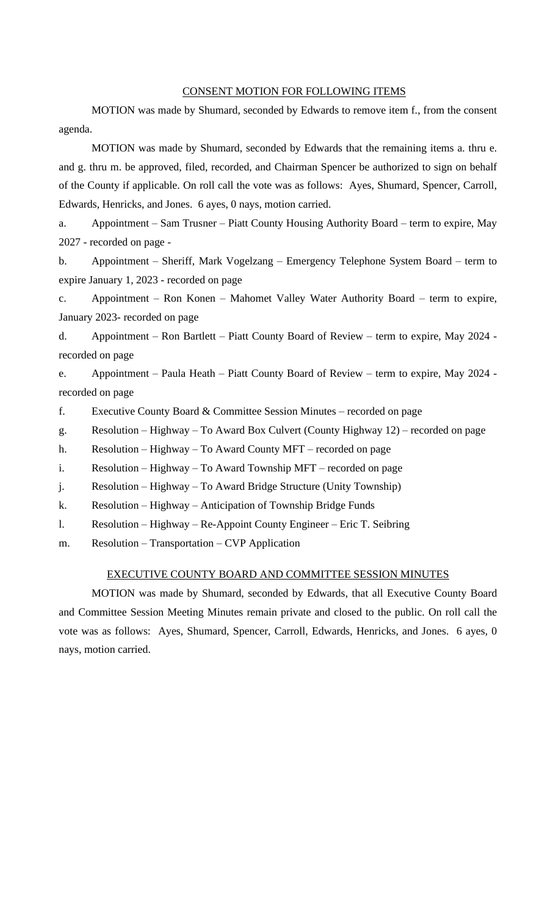## CONSENT MOTION FOR FOLLOWING ITEMS

MOTION was made by Shumard, seconded by Edwards to remove item f., from the consent agenda.

MOTION was made by Shumard, seconded by Edwards that the remaining items a. thru e. and g. thru m. be approved, filed, recorded, and Chairman Spencer be authorized to sign on behalf of the County if applicable. On roll call the vote was as follows: Ayes, Shumard, Spencer, Carroll, Edwards, Henricks, and Jones. 6 ayes, 0 nays, motion carried.

a. Appointment – Sam Trusner – Piatt County Housing Authority Board – term to expire, May 2027 - recorded on page -

b. Appointment – Sheriff, Mark Vogelzang – Emergency Telephone System Board – term to expire January 1, 2023 - recorded on page

c. Appointment – Ron Konen – Mahomet Valley Water Authority Board – term to expire, January 2023- recorded on page

d. Appointment – Ron Bartlett – Piatt County Board of Review – term to expire, May 2024 - recorded on page

e. Appointment – Paula Heath – Piatt County Board of Review – term to expire, May 2024 - recorded on page

f. Executive County Board & Committee Session Minutes – recorded on page

g. Resolution – Highway – To Award Box Culvert (County Highway 12) – recorded on page

h. Resolution – Highway – To Award County MFT – recorded on page

i. Resolution – Highway – To Award Township MFT – recorded on page

j. Resolution – Highway – To Award Bridge Structure (Unity Township)

k. Resolution – Highway – Anticipation of Township Bridge Funds

l. Resolution – Highway – Re-Appoint County Engineer – Eric T. Seibring

m. Resolution – Transportation – CVP Application

## EXECUTIVE COUNTY BOARD AND COMMITTEE SESSION MINUTES

MOTION was made by Shumard, seconded by Edwards, that all Executive County Board and Committee Session Meeting Minutes remain private and closed to the public. On roll call the vote was as follows: Ayes, Shumard, Spencer, Carroll, Edwards, Henricks, and Jones. 6 ayes, 0 nays, motion carried.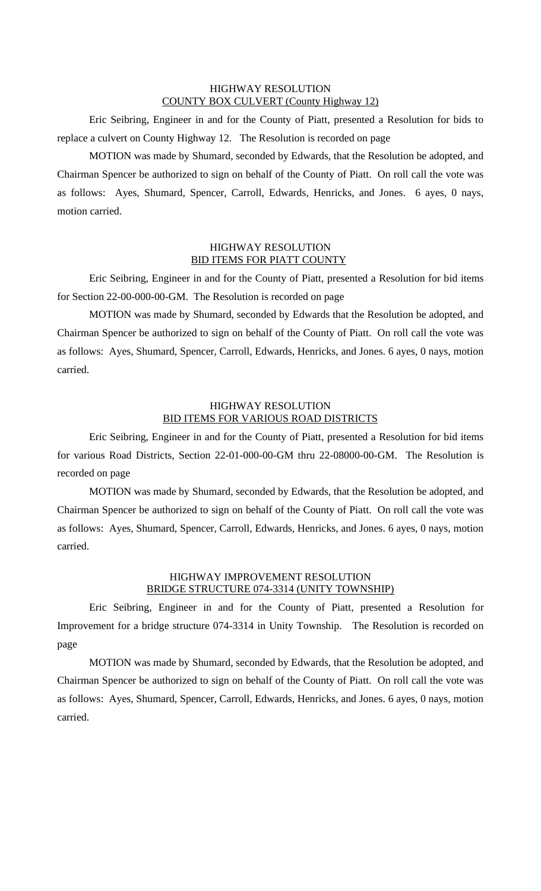## HIGHWAY RESOLUTION
## COUNTY BOX CULVERT (County Highway 12)

Eric Seibring, Engineer in and for the County of Piatt, presented a Resolution for bids to replace a culvert on County Highway 12. The Resolution is recorded on page

MOTION was made by Shumard, seconded by Edwards, that the Resolution be adopted, and Chairman Spencer be authorized to sign on behalf of the County of Piatt. On roll call the vote was as follows: Ayes, Shumard, Spencer, Carroll, Edwards, Henricks, and Jones. 6 ayes, 0 nays, motion carried.

## HIGHWAY RESOLUTION
## BID ITEMS FOR PIATT COUNTY

Eric Seibring, Engineer in and for the County of Piatt, presented a Resolution for bid items for Section 22-00-000-00-GM. The Resolution is recorded on page

MOTION was made by Shumard, seconded by Edwards that the Resolution be adopted, and Chairman Spencer be authorized to sign on behalf of the County of Piatt. On roll call the vote was as follows: Ayes, Shumard, Spencer, Carroll, Edwards, Henricks, and Jones. 6 ayes, 0 nays, motion carried.

## HIGHWAY RESOLUTION
## BID ITEMS FOR VARIOUS ROAD DISTRICTS

Eric Seibring, Engineer in and for the County of Piatt, presented a Resolution for bid items for various Road Districts, Section 22-01-000-00-GM thru 22-08000-00-GM. The Resolution is recorded on page

MOTION was made by Shumard, seconded by Edwards, that the Resolution be adopted, and Chairman Spencer be authorized to sign on behalf of the County of Piatt. On roll call the vote was as follows: Ayes, Shumard, Spencer, Carroll, Edwards, Henricks, and Jones. 6 ayes, 0 nays, motion carried.

## HIGHWAY IMPROVEMENT RESOLUTION
## BRIDGE STRUCTURE 074-3314 (UNITY TOWNSHIP)

Eric Seibring, Engineer in and for the County of Piatt, presented a Resolution for Improvement for a bridge structure 074-3314 in Unity Township. The Resolution is recorded on page

MOTION was made by Shumard, seconded by Edwards, that the Resolution be adopted, and Chairman Spencer be authorized to sign on behalf of the County of Piatt. On roll call the vote was as follows: Ayes, Shumard, Spencer, Carroll, Edwards, Henricks, and Jones. 6 ayes, 0 nays, motion carried.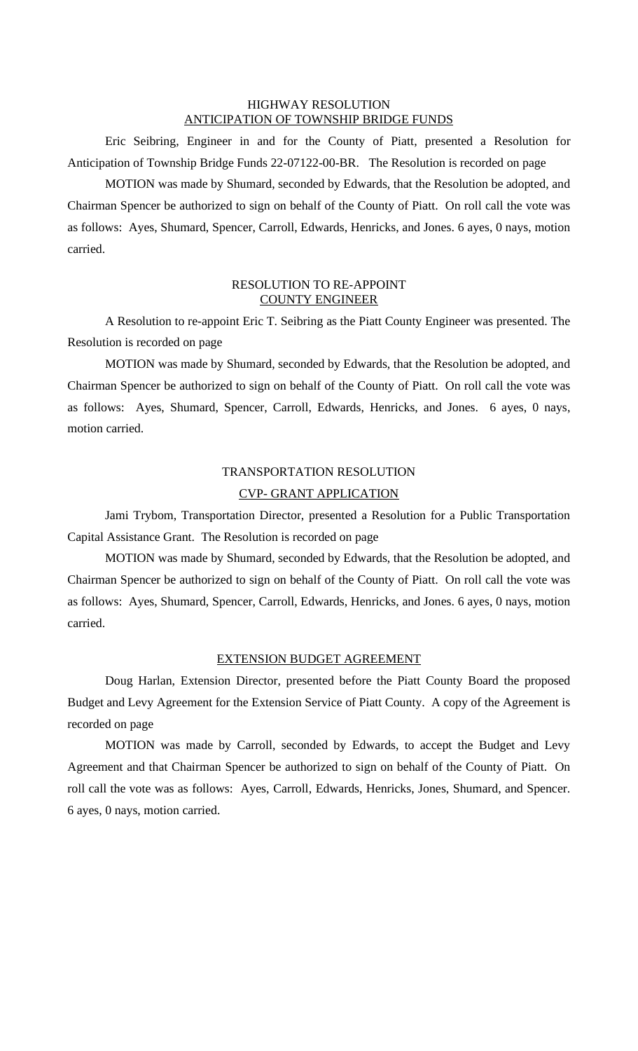## HIGHWAY RESOLUTION
## ANTICIPATION OF TOWNSHIP BRIDGE FUNDS

Eric Seibring, Engineer in and for the County of Piatt, presented a Resolution for Anticipation of Township Bridge Funds 22-07122-00-BR. The Resolution is recorded on page

MOTION was made by Shumard, seconded by Edwards, that the Resolution be adopted, and Chairman Spencer be authorized to sign on behalf of the County of Piatt. On roll call the vote was as follows: Ayes, Shumard, Spencer, Carroll, Edwards, Henricks, and Jones. 6 ayes, 0 nays, motion carried.

## RESOLUTION TO RE-APPOINT
## COUNTY ENGINEER

A Resolution to re-appoint Eric T. Seibring as the Piatt County Engineer was presented. The Resolution is recorded on page

MOTION was made by Shumard, seconded by Edwards, that the Resolution be adopted, and Chairman Spencer be authorized to sign on behalf of the County of Piatt. On roll call the vote was as follows: Ayes, Shumard, Spencer, Carroll, Edwards, Henricks, and Jones. 6 ayes, 0 nays, motion carried.

## TRANSPORTATION RESOLUTION
## CVP- GRANT APPLICATION

Jami Trybom, Transportation Director, presented a Resolution for a Public Transportation Capital Assistance Grant. The Resolution is recorded on page

MOTION was made by Shumard, seconded by Edwards, that the Resolution be adopted, and Chairman Spencer be authorized to sign on behalf of the County of Piatt. On roll call the vote was as follows: Ayes, Shumard, Spencer, Carroll, Edwards, Henricks, and Jones. 6 ayes, 0 nays, motion carried.

## EXTENSION BUDGET AGREEMENT

Doug Harlan, Extension Director, presented before the Piatt County Board the proposed Budget and Levy Agreement for the Extension Service of Piatt County. A copy of the Agreement is recorded on page

MOTION was made by Carroll, seconded by Edwards, to accept the Budget and Levy Agreement and that Chairman Spencer be authorized to sign on behalf of the County of Piatt. On roll call the vote was as follows: Ayes, Carroll, Edwards, Henricks, Jones, Shumard, and Spencer. 6 ayes, 0 nays, motion carried.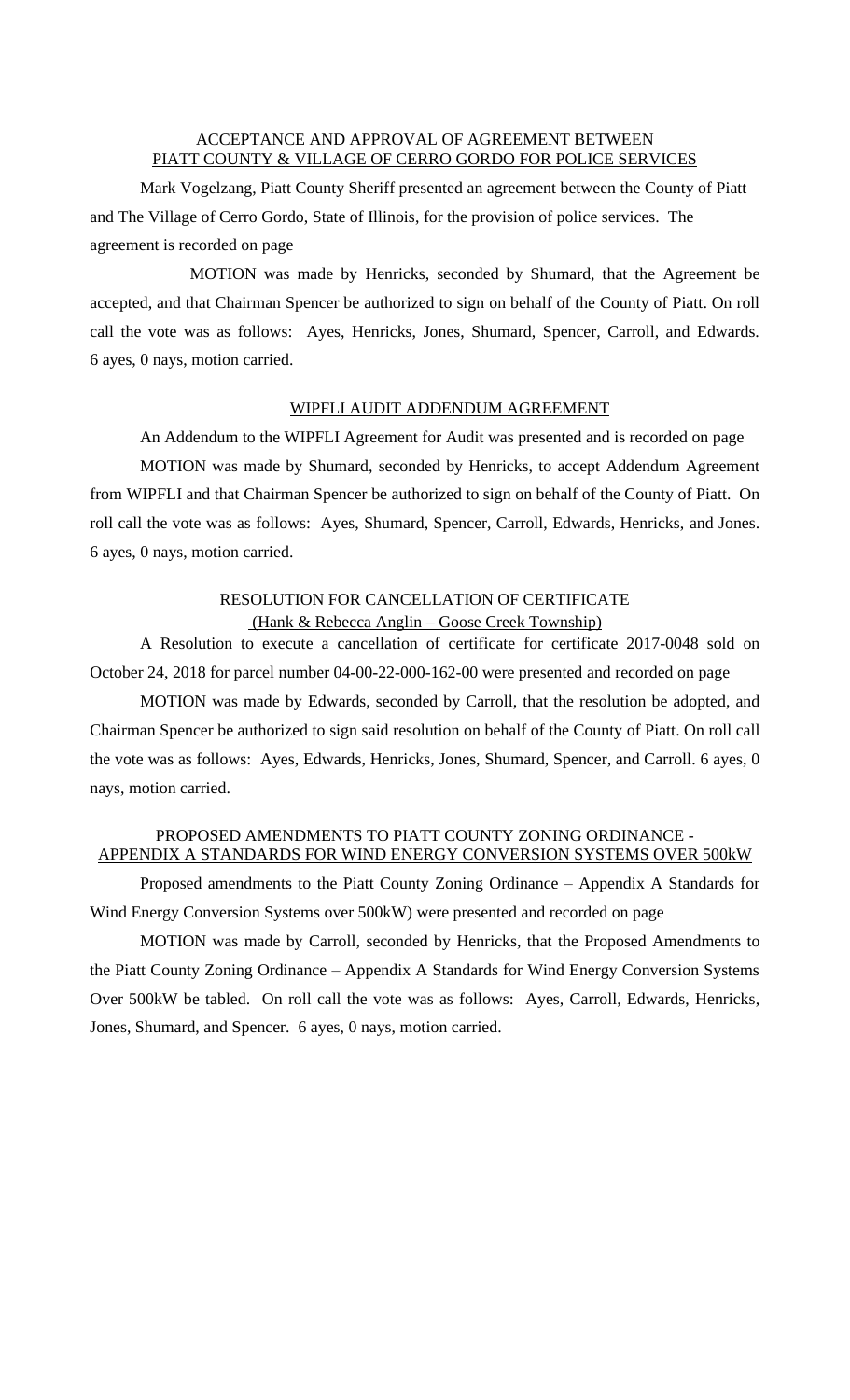## ACCEPTANCE AND APPROVAL OF AGREEMENT BETWEEN PIATT COUNTY & VILLAGE OF CERRO GORDO FOR POLICE SERVICES

Mark Vogelzang, Piatt County Sheriff presented an agreement between the County of Piatt and The Village of Cerro Gordo, State of Illinois, for the provision of police services. The agreement is recorded on page

MOTION was made by Henricks, seconded by Shumard, that the Agreement be accepted, and that Chairman Spencer be authorized to sign on behalf of the County of Piatt. On roll call the vote was as follows: Ayes, Henricks, Jones, Shumard, Spencer, Carroll, and Edwards. 6 ayes, 0 nays, motion carried.

## WIPFLI AUDIT ADDENDUM AGREEMENT

An Addendum to the WIPFLI Agreement for Audit was presented and is recorded on page

MOTION was made by Shumard, seconded by Henricks, to accept Addendum Agreement from WIPFLI and that Chairman Spencer be authorized to sign on behalf of the County of Piatt. On roll call the vote was as follows: Ayes, Shumard, Spencer, Carroll, Edwards, Henricks, and Jones. 6 ayes, 0 nays, motion carried.

## RESOLUTION FOR CANCELLATION OF CERTIFICATE (Hank & Rebecca Anglin – Goose Creek Township)

A Resolution to execute a cancellation of certificate for certificate 2017-0048 sold on October 24, 2018 for parcel number 04-00-22-000-162-00 were presented and recorded on page

MOTION was made by Edwards, seconded by Carroll, that the resolution be adopted, and Chairman Spencer be authorized to sign said resolution on behalf of the County of Piatt. On roll call the vote was as follows: Ayes, Edwards, Henricks, Jones, Shumard, Spencer, and Carroll. 6 ayes, 0 nays, motion carried.

## PROPOSED AMENDMENTS TO PIATT COUNTY ZONING ORDINANCE - APPENDIX A STANDARDS FOR WIND ENERGY CONVERSION SYSTEMS OVER 500kW

Proposed amendments to the Piatt County Zoning Ordinance – Appendix A Standards for Wind Energy Conversion Systems over 500kW) were presented and recorded on page

MOTION was made by Carroll, seconded by Henricks, that the Proposed Amendments to the Piatt County Zoning Ordinance – Appendix A Standards for Wind Energy Conversion Systems Over 500kW be tabled. On roll call the vote was as follows: Ayes, Carroll, Edwards, Henricks, Jones, Shumard, and Spencer. 6 ayes, 0 nays, motion carried.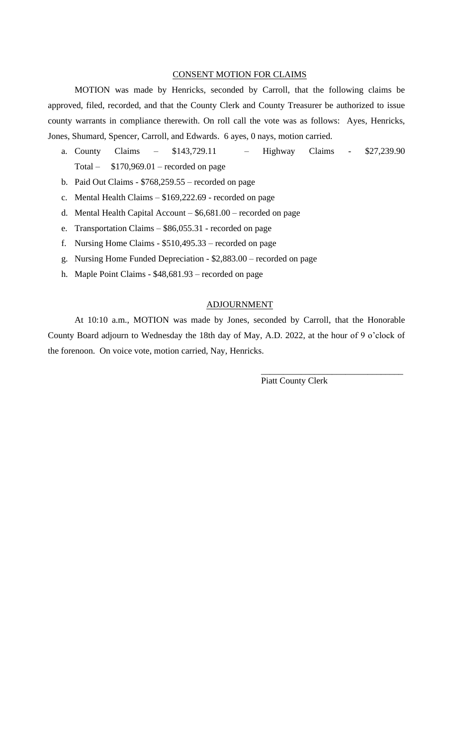## CONSENT MOTION FOR CLAIMS

MOTION was made by Henricks, seconded by Carroll, that the following claims be approved, filed, recorded, and that the County Clerk and County Treasurer be authorized to issue county warrants in compliance therewith. On roll call the vote was as follows: Ayes, Henricks, Jones, Shumard, Spencer, Carroll, and Edwards. 6 ayes, 0 nays, motion carried.

a. County Claims – $143,729.11 – Highway Claims - $27,239.90 Total – $170,969.01 – recorded on page
b. Paid Out Claims - $768,259.55 – recorded on page
c. Mental Health Claims – $169,222.69 - recorded on page
d. Mental Health Capital Account – $6,681.00 – recorded on page
e. Transportation Claims – $86,055.31 - recorded on page
f. Nursing Home Claims - $510,495.33 – recorded on page
g. Nursing Home Funded Depreciation - $2,883.00 – recorded on page
h. Maple Point Claims - $48,681.93 – recorded on page

## ADJOURNMENT

At 10:10 a.m., MOTION was made by Jones, seconded by Carroll, that the Honorable County Board adjourn to Wednesday the 18th day of May, A.D. 2022, at the hour of 9 o'clock of the forenoon. On voice vote, motion carried, Nay, Henricks.

________________________________

Piatt County Clerk